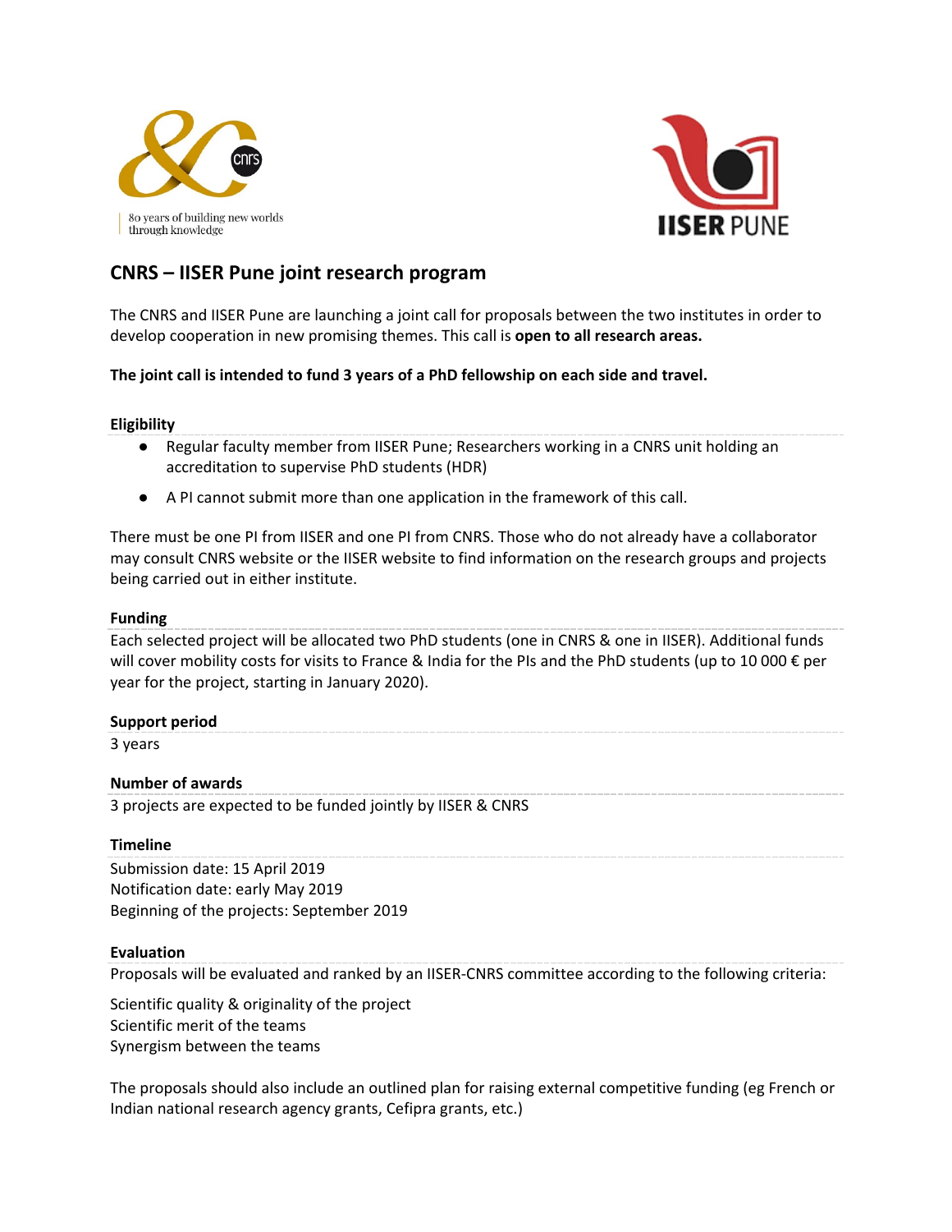# CNRS – IISER Pune joint research program

The CNRS and IISER Pune are launching a joint call for proposals between the two institutes in order to develop cooperation in new promising themes. This call is **open to all research areas.**

**The joint call is intended to fund 3 years of a PhD fellowship on each side and travel.**

## Eligibility

- Regular faculty member from IISER Pune; Researchers working in a CNRS unit holding an accreditation to supervise PhD students (HDR)
- A PI cannot submit more than one application in the framework of this call.

There must be one PI from IISER and one PI from CNRS. Those who do not already have a collaborator may consult CNRS website or the IISER website to find information on the research groups and projects being carried out in either institute.

## Funding

Each selected project will be allocated two PhD students (one in CNRS & one in IISER). Additional funds will cover mobility costs for visits to France & India for the PIs and the PhD students (up to 10 000 € per year for the project, starting in January 2020).

## Support period

3 years

## Number of awards

3 projects are expected to be funded jointly by IISER & CNRS

## Timeline

Submission date: 15 April 2019
Notification date: early May 2019
Beginning of the projects: September 2019

## Evaluation

Proposals will be evaluated and ranked by an IISER-CNRS committee according to the following criteria:

Scientific quality & originality of the project
Scientific merit of the teams
Synergism between the teams

The proposals should also include an outlined plan for raising external competitive funding (eg French or Indian national research agency grants, Cefipra grants, etc.)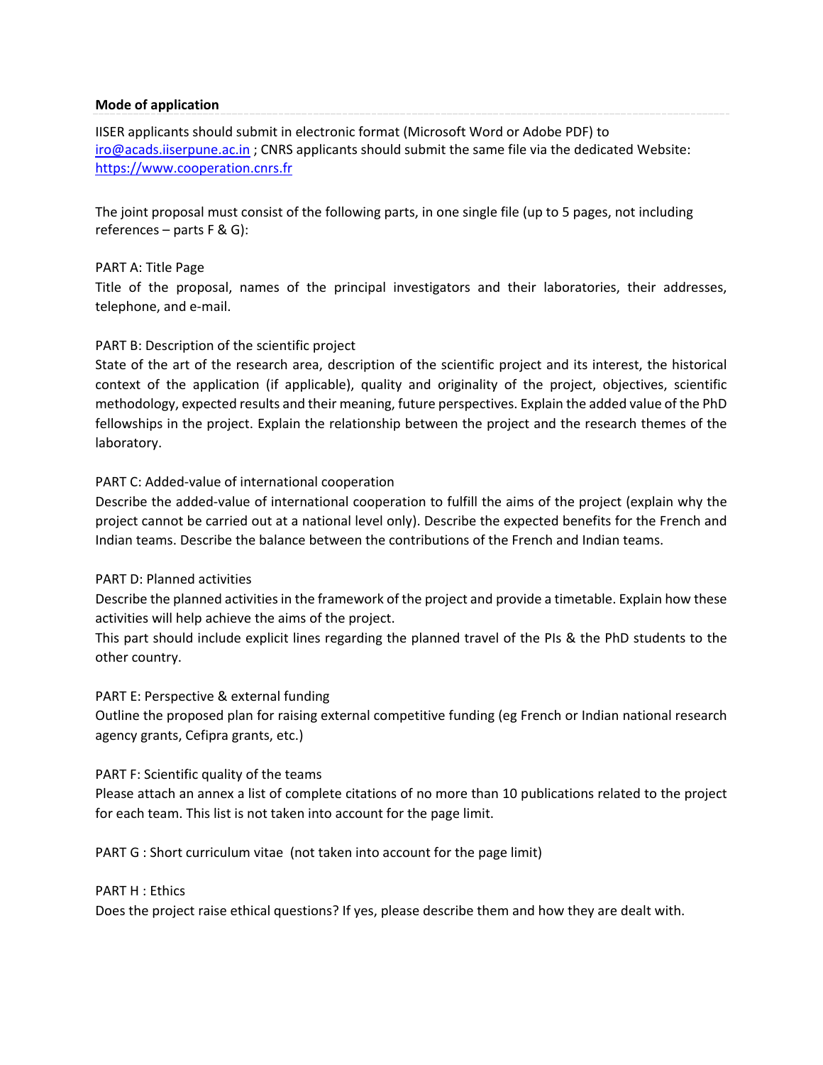**Mode of application**

IISER applicants should submit in electronic format (Microsoft Word or Adobe PDF) to iro@acads.iiserpune.ac.in ; CNRS applicants should submit the same file via the dedicated Website: https://www.cooperation.cnrs.fr

The joint proposal must consist of the following parts, in one single file (up to 5 pages, not including references – parts F & G):

PART A: Title Page
Title of the proposal, names of the principal investigators and their laboratories, their addresses, telephone, and e-mail.

PART B: Description of the scientific project
State of the art of the research area, description of the scientific project and its interest, the historical context of the application (if applicable), quality and originality of the project, objectives, scientific methodology, expected results and their meaning, future perspectives. Explain the added value of the PhD fellowships in the project. Explain the relationship between the project and the research themes of the laboratory.

PART C: Added-value of international cooperation
Describe the added-value of international cooperation to fulfill the aims of the project (explain why the project cannot be carried out at a national level only). Describe the expected benefits for the French and Indian teams. Describe the balance between the contributions of the French and Indian teams.

PART D: Planned activities
Describe the planned activities in the framework of the project and provide a timetable. Explain how these activities will help achieve the aims of the project.
This part should include explicit lines regarding the planned travel of the PIs & the PhD students to the other country.

PART E: Perspective & external funding
Outline the proposed plan for raising external competitive funding (eg French or Indian national research agency grants, Cefipra grants, etc.)

PART F: Scientific quality of the teams
Please attach an annex a list of complete citations of no more than 10 publications related to the project for each team. This list is not taken into account for the page limit.

PART G : Short curriculum vitae (not taken into account for the page limit)

PART H : Ethics
Does the project raise ethical questions? If yes, please describe them and how they are dealt with.